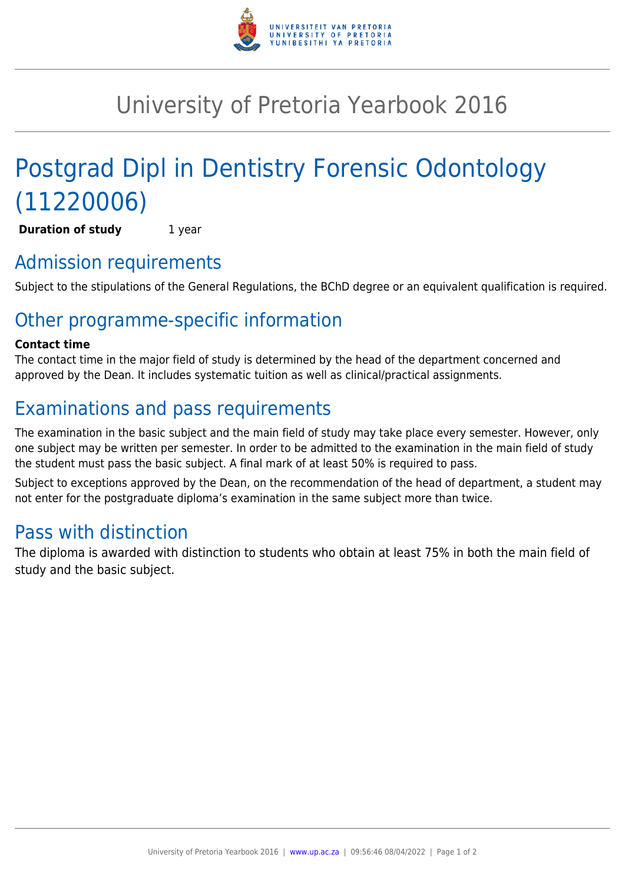# University of Pretoria Yearbook 2016

# Postgrad Dipl in Dentistry Forensic Odontology (11220006)

**Duration of study** 1 year

## Admission requirements

Subject to the stipulations of the General Regulations, the BChD degree or an equivalent qualification is required.

## Other programme-specific information

**Contact time**

The contact time in the major field of study is determined by the head of the department concerned and approved by the Dean. It includes systematic tuition as well as clinical/practical assignments.

## Examinations and pass requirements

The examination in the basic subject and the main field of study may take place every semester. However, only one subject may be written per semester. In order to be admitted to the examination in the main field of study the student must pass the basic subject. A final mark of at least 50% is required to pass.

Subject to exceptions approved by the Dean, on the recommendation of the head of department, a student may not enter for the postgraduate diploma's examination in the same subject more than twice.

## Pass with distinction

The diploma is awarded with distinction to students who obtain at least 75% in both the main field of study and the basic subject.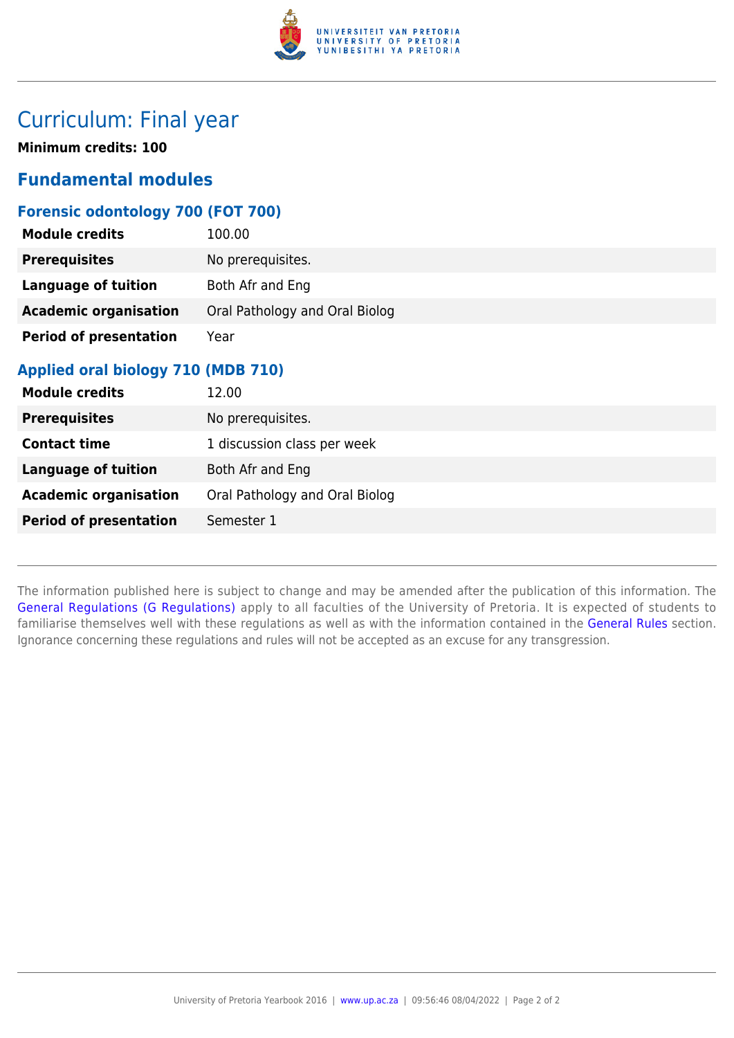# Curriculum: Final year

**Minimum credits: 100**

## Fundamental modules

### Forensic odontology 700 (FOT 700)

| | |
|---|---|
| **Module credits** | 100.00 |
| **Prerequisites** | No prerequisites. |
| **Language of tuition** | Both Afr and Eng |
| **Academic organisation** | Oral Pathology and Oral Biolog |
| **Period of presentation** | Year |

### Applied oral biology 710 (MDB 710)

| | |
|---|---|
| **Module credits** | 12.00 |
| **Prerequisites** | No prerequisites. |
| **Contact time** | 1 discussion class per week |
| **Language of tuition** | Both Afr and Eng |
| **Academic organisation** | Oral Pathology and Oral Biolog |
| **Period of presentation** | Semester 1 |

The information published here is subject to change and may be amended after the publication of this information. The General Regulations (G Regulations) apply to all faculties of the University of Pretoria. It is expected of students to familiarise themselves well with these regulations as well as with the information contained in the General Rules section. Ignorance concerning these regulations and rules will not be accepted as an excuse for any transgression.